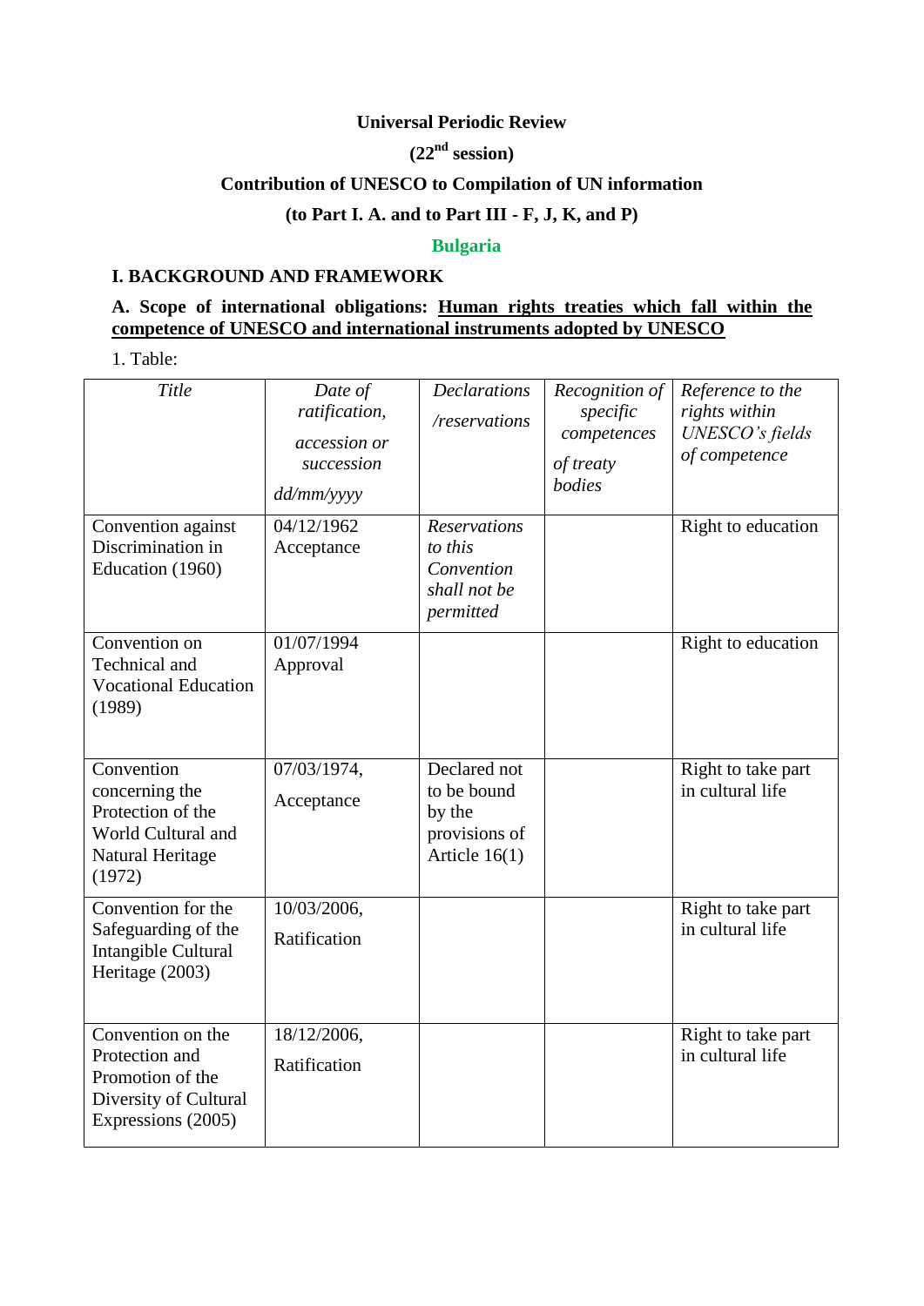**Universal Periodic Review**

**(22nd session)**

**Contribution of UNESCO to Compilation of UN information**

**(to Part I. A. and to Part III - F, J, K, and P)**

**Bulgaria**

## I. BACKGROUND AND FRAMEWORK

### A. Scope of international obligations: Human rights treaties which fall within the competence of UNESCO and international instruments adopted by UNESCO

1. Table:

| *Title* | *Date of ratification, accession or succession dd/mm/yyyy* | *Declarations /reservations* | *Recognition of specific competences of treaty bodies* | *Reference to the rights within UNESCO's fields of competence* |
|---|---|---|---|---|
| Convention against Discrimination in Education (1960) | 04/12/1962 Acceptance | *Reservations to this Convention shall not be permitted* | | Right to education |
| Convention on Technical and Vocational Education (1989) | 01/07/1994 Approval | | | Right to education |
| Convention concerning the Protection of the World Cultural and Natural Heritage (1972) | 07/03/1974, Acceptance | Declared not to be bound by the provisions of Article 16(1) | | Right to take part in cultural life |
| Convention for the Safeguarding of the Intangible Cultural Heritage (2003) | 10/03/2006, Ratification | | | Right to take part in cultural life |
| Convention on the Protection and Promotion of the Diversity of Cultural Expressions (2005) | 18/12/2006, Ratification | | | Right to take part in cultural life |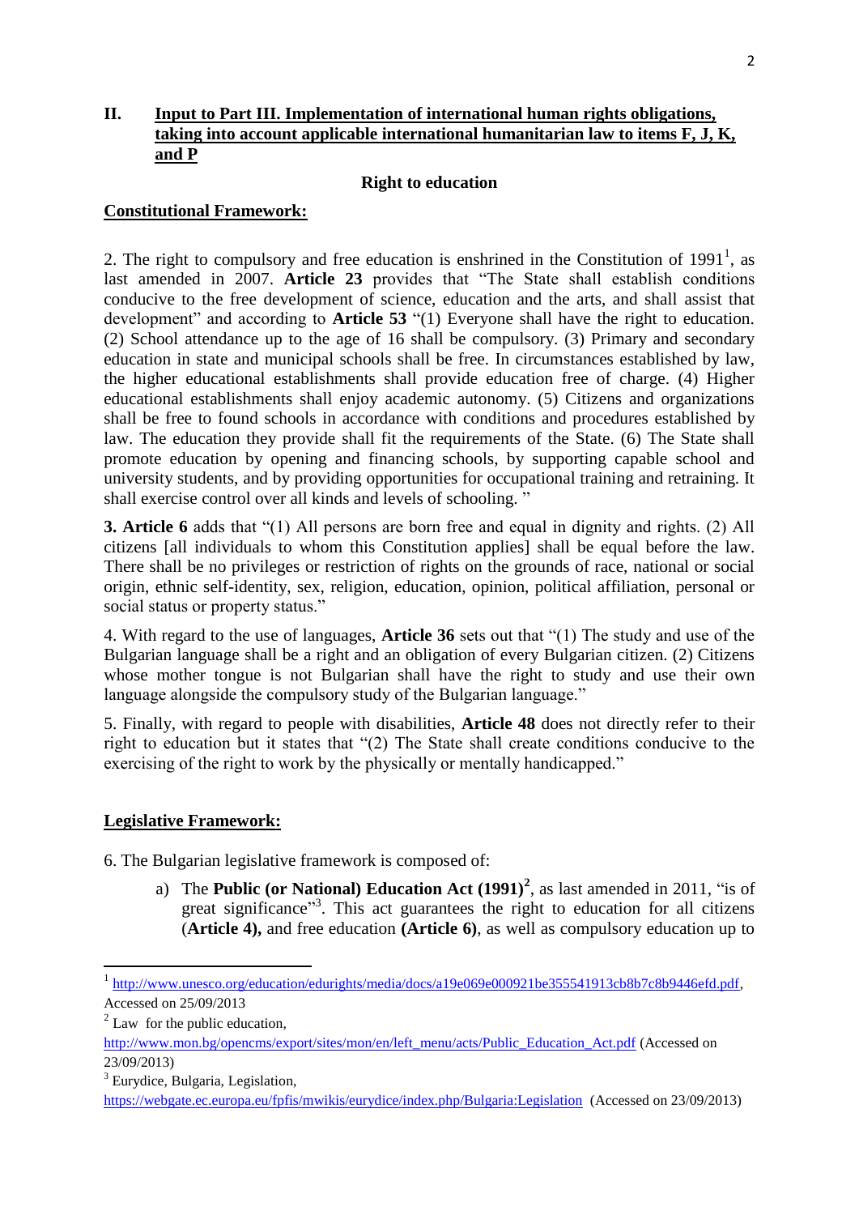## II. Input to Part III. Implementation of international human rights obligations, taking into account applicable international humanitarian law to items F, J, K, and P

### Right to education

**Constitutional Framework:**

2. The right to compulsory and free education is enshrined in the Constitution of 1991[1], as last amended in 2007. **Article 23** provides that "The State shall establish conditions conducive to the free development of science, education and the arts, and shall assist that development" and according to **Article 53** "(1) Everyone shall have the right to education. (2) School attendance up to the age of 16 shall be compulsory. (3) Primary and secondary education in state and municipal schools shall be free. In circumstances established by law, the higher educational establishments shall provide education free of charge. (4) Higher educational establishments shall enjoy academic autonomy. (5) Citizens and organizations shall be free to found schools in accordance with conditions and procedures established by law. The education they provide shall fit the requirements of the State. (6) The State shall promote education by opening and financing schools, by supporting capable school and university students, and by providing opportunities for occupational training and retraining. It shall exercise control over all kinds and levels of schooling. "

**3. Article 6** adds that "(1) All persons are born free and equal in dignity and rights. (2) All citizens [all individuals to whom this Constitution applies] shall be equal before the law. There shall be no privileges or restriction of rights on the grounds of race, national or social origin, ethnic self-identity, sex, religion, education, opinion, political affiliation, personal or social status or property status."

4. With regard to the use of languages, **Article 36** sets out that "(1) The study and use of the Bulgarian language shall be a right and an obligation of every Bulgarian citizen. (2) Citizens whose mother tongue is not Bulgarian shall have the right to study and use their own language alongside the compulsory study of the Bulgarian language."

5. Finally, with regard to people with disabilities, **Article 48** does not directly refer to their right to education but it states that "(2) The State shall create conditions conducive to the exercising of the right to work by the physically or mentally handicapped."

**Legislative Framework:**

6. The Bulgarian legislative framework is composed of:

a) The **Public (or National) Education Act (1991)[2]**, as last amended in 2011, "is of great significance"[3]. This act guarantees the right to education for all citizens (**Article 4),** and free education **(Article 6)**, as well as compulsory education up to

---

[1] http://www.unesco.org/education/edurights/media/docs/a19e069e000921be355541913cb8b7c8b9446efd.pdf, Accessed on 25/09/2013

[2] Law for the public education, http://www.mon.bg/opencms/export/sites/mon/en/left_menu/acts/Public_Education_Act.pdf (Accessed on 23/09/2013)

[3] Eurydice, Bulgaria, Legislation, https://webgate.ec.europa.eu/fpfis/mwikis/eurydice/index.php/Bulgaria:Legislation (Accessed on 23/09/2013)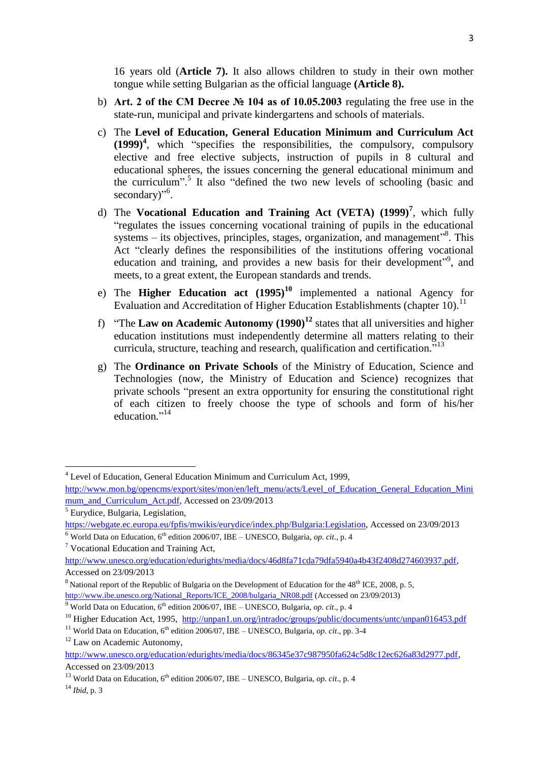16 years old (**Article 7).** It also allows children to study in their own mother tongue while setting Bulgarian as the official language **(Article 8).**

b) **Art. 2 of the CM Decree № 104 as of 10.05.2003** regulating the free use in the state-run, municipal and private kindergartens and schools of materials.

c) The **Level of Education, General Education Minimum and Curriculum Act (1999)**[4], which "specifies the responsibilities, the compulsory, compulsory elective and free elective subjects, instruction of pupils in 8 cultural and educational spheres, the issues concerning the general educational minimum and the curriculum".[5] It also "defined the two new levels of schooling (basic and secondary)"[6].

d) The **Vocational Education and Training Act (VETA) (1999)**[7], which fully "regulates the issues concerning vocational training of pupils in the educational systems – its objectives, principles, stages, organization, and management"[8]. This Act "clearly defines the responsibilities of the institutions offering vocational education and training, and provides a new basis for their development"[9], and meets, to a great extent, the European standards and trends.

e) The **Higher Education act (1995)**[10] implemented a national Agency for Evaluation and Accreditation of Higher Education Establishments (chapter 10).[11]

f) "The **Law on Academic Autonomy (1990)**[12] states that all universities and higher education institutions must independently determine all matters relating to their curricula, structure, teaching and research, qualification and certification."[13]

g) The **Ordinance on Private Schools** of the Ministry of Education, Science and Technologies (now, the Ministry of Education and Science) recognizes that private schools "present an extra opportunity for ensuring the constitutional right of each citizen to freely choose the type of schools and form of his/her education."[14]

---

[4] Level of Education, General Education Minimum and Curriculum Act, 1999, http://www.mon.bg/opencms/export/sites/mon/en/left_menu/acts/Level_of_Education_General_Education_Minimum_and_Curriculum_Act.pdf, Accessed on 23/09/2013

[5] Eurydice, Bulgaria, Legislation, https://webgate.ec.europa.eu/fpfis/mwikis/eurydice/index.php/Bulgaria:Legislation, Accessed on 23/09/2013

[6] World Data on Education, 6th edition 2006/07, IBE – UNESCO, Bulgaria, *op. cit*., p. 4

[7] Vocational Education and Training Act, http://www.unesco.org/education/edurights/media/docs/46d8fa71cda79dfa5940a4b43f2408d274603937.pdf, Accessed on 23/09/2013

[8] National report of the Republic of Bulgaria on the Development of Education for the 48th ICE, 2008, p. 5, http://www.ibe.unesco.org/National_Reports/ICE_2008/bulgaria_NR08.pdf (Accessed on 23/09/2013)

[9] World Data on Education, 6th edition 2006/07, IBE – UNESCO, Bulgaria, *op. cit*., p. 4

[10] Higher Education Act, 1995, http://unpan1.un.org/intradoc/groups/public/documents/untc/unpan016453.pdf

[11] World Data on Education, 6th edition 2006/07, IBE – UNESCO, Bulgaria, *op. cit*., pp. 3-4

[12] Law on Academic Autonomy, http://www.unesco.org/education/edurights/media/docs/86345e37c987950fa624c5d8c12ec626a83d2977.pdf, Accessed on 23/09/2013

[13] World Data on Education, 6th edition 2006/07, IBE – UNESCO, Bulgaria, *op. cit*., p. 4

[14] *Ibid*, p. 3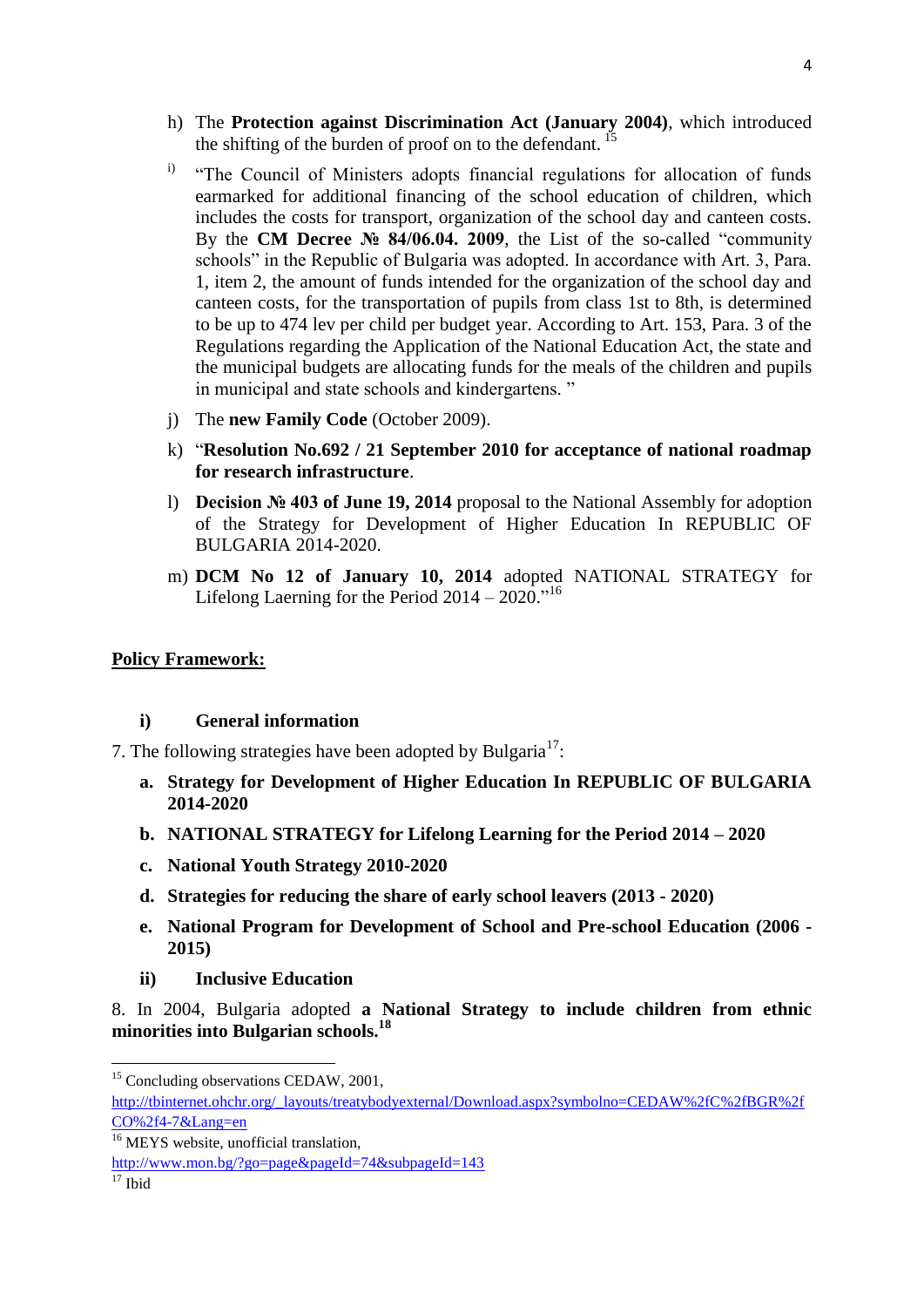h) The **Protection against Discrimination Act (January 2004)**, which introduced the shifting of the burden of proof on to the defendant. [15]

i) "The Council of Ministers adopts financial regulations for allocation of funds earmarked for additional financing of the school education of children, which includes the costs for transport, organization of the school day and canteen costs. By the **CM Decree № 84/06.04. 2009**, the List of the so-called "community schools" in the Republic of Bulgaria was adopted. In accordance with Art. 3, Para. 1, item 2, the amount of funds intended for the organization of the school day and canteen costs, for the transportation of pupils from class 1st to 8th, is determined to be up to 474 lev per child per budget year. According to Art. 153, Para. 3 of the Regulations regarding the Application of the National Education Act, the state and the municipal budgets are allocating funds for the meals of the children and pupils in municipal and state schools and kindergartens. "

j) The **new Family Code** (October 2009).

k) "**Resolution No.692 / 21 September 2010 for acceptance of national roadmap for research infrastructure**.

l) **Decision № 403 of June 19, 2014** proposal to the National Assembly for adoption of the Strategy for Development of Higher Education In REPUBLIC OF BULGARIA 2014-2020.

m) **DCM No 12 of January 10, 2014** adopted NATIONAL STRATEGY for Lifelong Laerning for the Period 2014 – 2020."[16]

## Policy Framework:

### i) General information

7. The following strategies have been adopted by Bulgaria[17]:

a. **Strategy for Development of Higher Education In REPUBLIC OF BULGARIA 2014-2020**

b. **NATIONAL STRATEGY for Lifelong Learning for the Period 2014 – 2020**

c. **National Youth Strategy 2010-2020**

d. **Strategies for reducing the share of early school leavers (2013 - 2020)**

e. **National Program for Development of School and Pre-school Education (2006 - 2015)**

### ii) Inclusive Education

8. In 2004, Bulgaria adopted **a National Strategy to include children from ethnic minorities into Bulgarian schools.[18]**

---

[15] Concluding observations CEDAW, 2001, http://tbinternet.ohchr.org/_layouts/treatybodyexternal/Download.aspx?symbolno=CEDAW%2fC%2fBGR%2fCO%2f4-7&Lang=en

[16] MEYS website, unofficial translation, http://www.mon.bg/?go=page&pageId=74&subpageId=143

[17] Ibid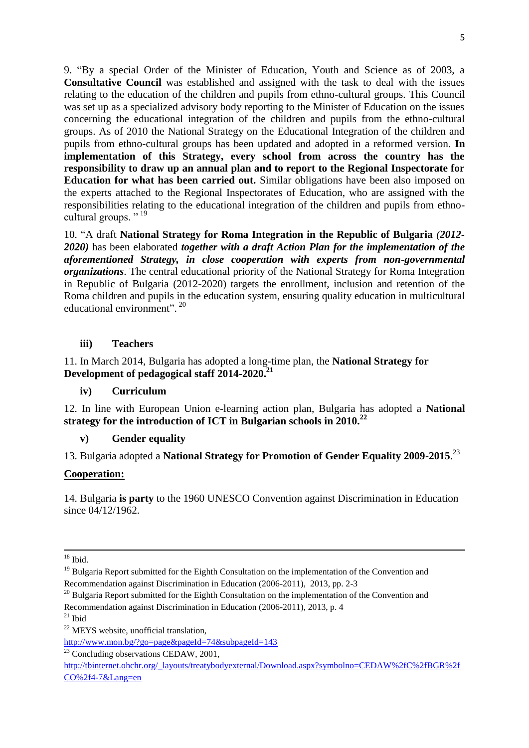9. “By a special Order of the Minister of Education, Youth and Science as of 2003, a **Consultative Council** was established and assigned with the task to deal with the issues relating to the education of the children and pupils from ethno-cultural groups. This Council was set up as a specialized advisory body reporting to the Minister of Education on the issues concerning the educational integration of the children and pupils from the ethno-cultural groups. As of 2010 the National Strategy on the Educational Integration of the children and pupils from ethno-cultural groups has been updated and adopted in a reformed version. **In implementation of this Strategy, every school from across the country has the responsibility to draw up an annual plan and to report to the Regional Inspectorate for Education for what has been carried out.** Similar obligations have been also imposed on the experts attached to the Regional Inspectorates of Education, who are assigned with the responsibilities relating to the educational integration of the children and pupils from ethno-cultural groups. ” [19]

10. “A draft **National Strategy for Roma Integration in the Republic of Bulgaria** *(2012-2020)* has been elaborated ***together with a draft Action Plan for the implementation of the aforementioned Strategy, in close cooperation with experts from non-governmental organizations***. The central educational priority of the National Strategy for Roma Integration in Republic of Bulgaria (2012-2020) targets the enrollment, inclusion and retention of the Roma children and pupils in the education system, ensuring quality education in multicultural educational environment”. [20]

### iii) Teachers

11. In March 2014, Bulgaria has adopted a long-time plan, the **National Strategy for Development of pedagogical staff 2014-2020.**[21]

### iv) Curriculum

12. In line with European Union e-learning action plan, Bulgaria has adopted a **National strategy for the introduction of ICT in Bulgarian schools in 2010.**[22]

### v) Gender equality

13. Bulgaria adopted a **National Strategy for Promotion of Gender Equality 2009-2015**.[23]

## Cooperation:

14. Bulgaria **is party** to the 1960 UNESCO Convention against Discrimination in Education since 04/12/1962.

---

[18] Ibid.

[19] Bulgaria Report submitted for the Eighth Consultation on the implementation of the Convention and Recommendation against Discrimination in Education (2006-2011), 2013, pp. 2-3

[20] Bulgaria Report submitted for the Eighth Consultation on the implementation of the Convention and Recommendation against Discrimination in Education (2006-2011), 2013, p. 4

[21] Ibid

[22] MEYS website, unofficial translation, http://www.mon.bg/?go=page&pageId=74&subpageId=143

[23] Concluding observations CEDAW, 2001, http://tbinternet.ohchr.org/_layouts/treatybodyexternal/Download.aspx?symbolno=CEDAW%2fC%2fBGR%2fCO%2f4-7&Lang=en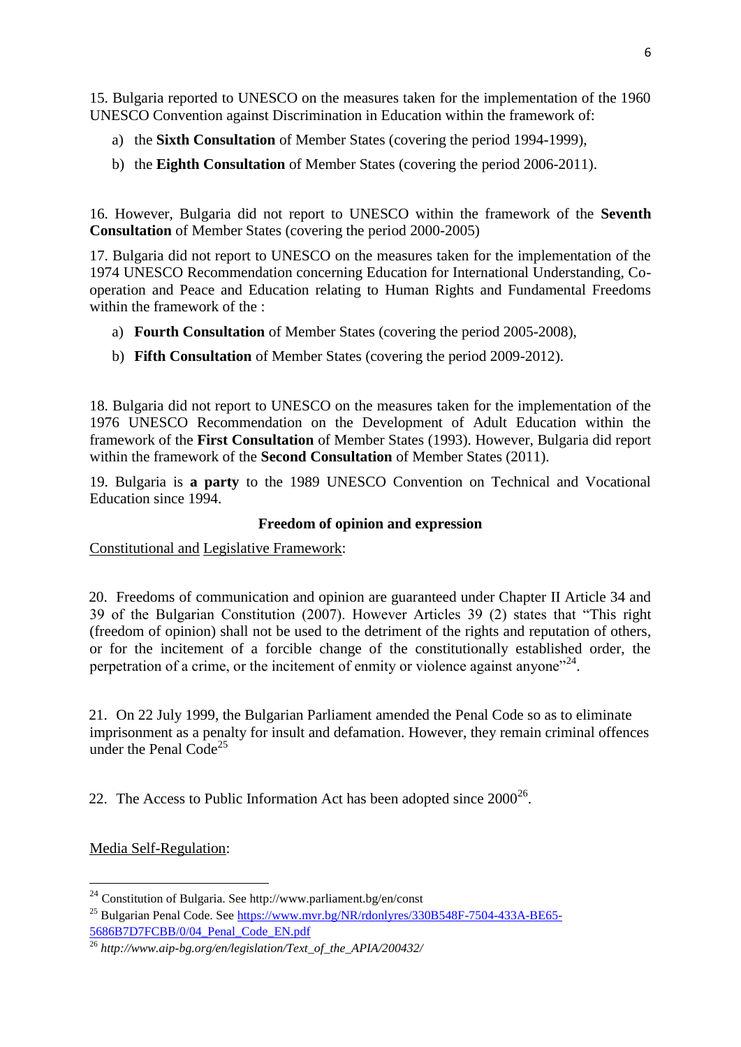15. Bulgaria reported to UNESCO on the measures taken for the implementation of the 1960 UNESCO Convention against Discrimination in Education within the framework of:

a) the **Sixth Consultation** of Member States (covering the period 1994-1999),

b) the **Eighth Consultation** of Member States (covering the period 2006-2011).

16. However, Bulgaria did not report to UNESCO within the framework of the **Seventh Consultation** of Member States (covering the period 2000-2005)

17. Bulgaria did not report to UNESCO on the measures taken for the implementation of the 1974 UNESCO Recommendation concerning Education for International Understanding, Co-operation and Peace and Education relating to Human Rights and Fundamental Freedoms within the framework of the :

a) **Fourth Consultation** of Member States (covering the period 2005-2008),

b) **Fifth Consultation** of Member States (covering the period 2009-2012).

18. Bulgaria did not report to UNESCO on the measures taken for the implementation of the 1976 UNESCO Recommendation on the Development of Adult Education within the framework of the **First Consultation** of Member States (1993). However, Bulgaria did report within the framework of the **Second Consultation** of Member States (2011).

19. Bulgaria is **a party** to the 1989 UNESCO Convention on Technical and Vocational Education since 1994.

### Freedom of opinion and expression

Constitutional and Legislative Framework:

20. Freedoms of communication and opinion are guaranteed under Chapter II Article 34 and 39 of the Bulgarian Constitution (2007). However Articles 39 (2) states that "This right (freedom of opinion) shall not be used to the detriment of the rights and reputation of others, or for the incitement of a forcible change of the constitutionally established order, the perpetration of a crime, or the incitement of enmity or violence against anyone"[24].

21. On 22 July 1999, the Bulgarian Parliament amended the Penal Code so as to eliminate imprisonment as a penalty for insult and defamation. However, they remain criminal offences under the Penal Code[25]

22. The Access to Public Information Act has been adopted since 2000[26].

Media Self-Regulation:

---

[24] Constitution of Bulgaria. See http://www.parliament.bg/en/const

[25] Bulgarian Penal Code. See https://www.mvr.bg/NR/rdonlyres/330B548F-7504-433A-BE65-5686B7D7FCBB/0/04_Penal_Code_EN.pdf

[26] *http://www.aip-bg.org/en/legislation/Text_of_the_APIA/200432/*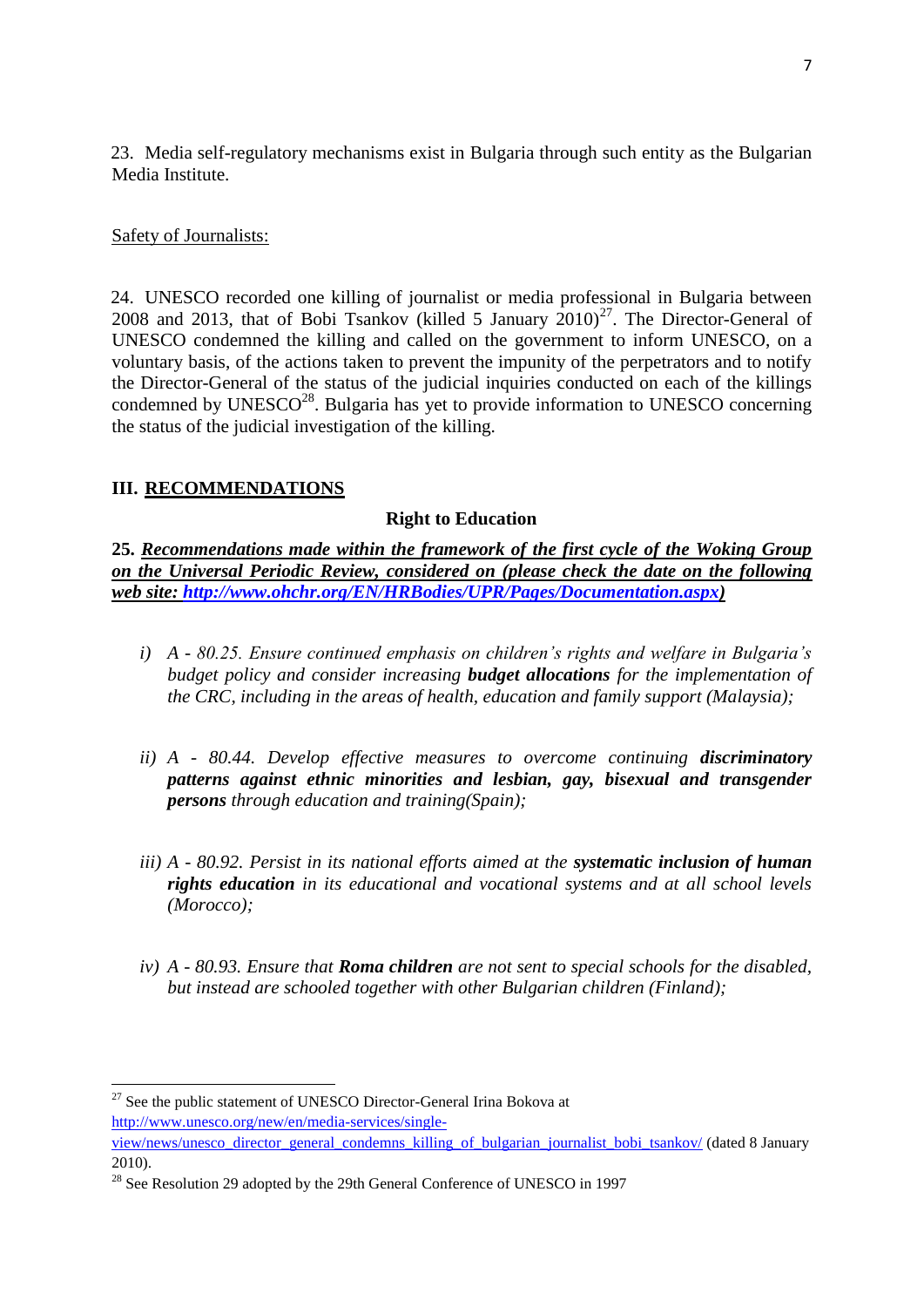23. Media self-regulatory mechanisms exist in Bulgaria through such entity as the Bulgarian Media Institute.

Safety of Journalists:

24. UNESCO recorded one killing of journalist or media professional in Bulgaria between 2008 and 2013, that of Bobi Tsankov (killed 5 January 2010)[27]. The Director-General of UNESCO condemned the killing and called on the government to inform UNESCO, on a voluntary basis, of the actions taken to prevent the impunity of the perpetrators and to notify the Director-General of the status of the judicial inquiries conducted on each of the killings condemned by UNESCO[28]. Bulgaria has yet to provide information to UNESCO concerning the status of the judicial investigation of the killing.

## III. RECOMMENDATIONS

### Right to Education

**25. *Recommendations made within the framework of the first cycle of the Woking Group on the Universal Periodic Review, considered on (please check the date on the following web site: http://www.ohchr.org/EN/HRBodies/UPR/Pages/Documentation.aspx)***

i) *A - 80.25. Ensure continued emphasis on children's rights and welfare in Bulgaria's budget policy and consider increasing **budget allocations** for the implementation of the CRC, including in the areas of health, education and family support (Malaysia);*

ii) *A - 80.44. Develop effective measures to overcome continuing **discriminatory patterns against ethnic minorities and lesbian, gay, bisexual and transgender persons** through education and training(Spain);*

iii) *A - 80.92. Persist in its national efforts aimed at the **systematic inclusion of human rights education** in its educational and vocational systems and at all school levels (Morocco);*

iv) *A - 80.93. Ensure that **Roma children** are not sent to special schools for the disabled, but instead are schooled together with other Bulgarian children (Finland);*

---

[27] See the public statement of UNESCO Director-General Irina Bokova at http://www.unesco.org/new/en/media-services/single-view/news/unesco_director_general_condemns_killing_of_bulgarian_journalist_bobi_tsankov/ (dated 8 January 2010).

[28] See Resolution 29 adopted by the 29th General Conference of UNESCO in 1997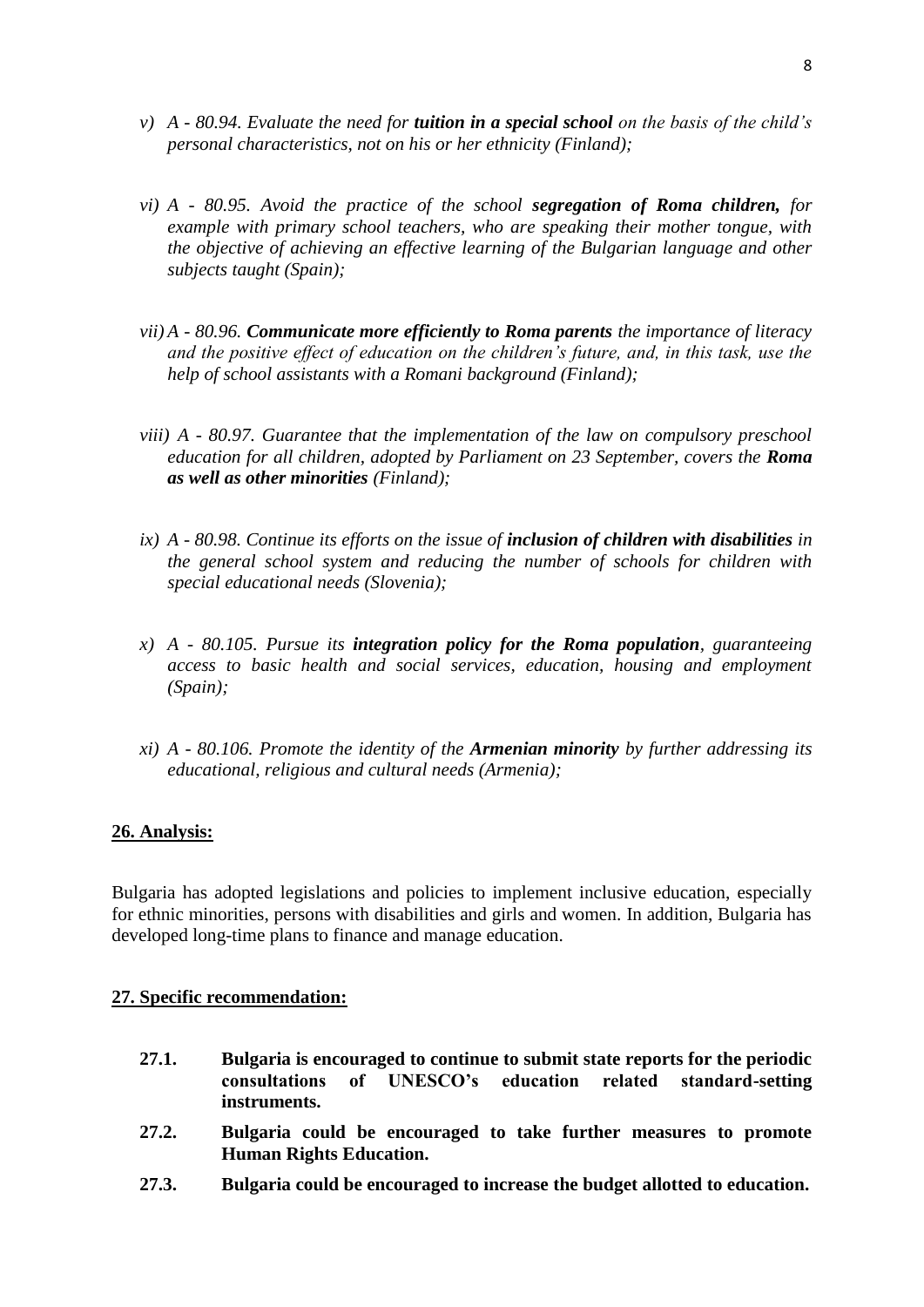v) *A - 80.94. Evaluate the need for **tuition in a special school** on the basis of the child's personal characteristics, not on his or her ethnicity (Finland);*

vi) *A - 80.95. Avoid the practice of the school **segregation of Roma children,** for example with primary school teachers, who are speaking their mother tongue, with the objective of achieving an effective learning of the Bulgarian language and other subjects taught (Spain);*

vii) *A - 80.96. **Communicate more efficiently to Roma parents** the importance of literacy and the positive effect of education on the children's future, and, in this task, use the help of school assistants with a Romani background (Finland);*

viii) *A - 80.97. Guarantee that the implementation of the law on compulsory preschool education for all children, adopted by Parliament on 23 September, covers the **Roma as well as other minorities** (Finland);*

ix) *A - 80.98. Continue its efforts on the issue of **inclusion of children with disabilities** in the general school system and reducing the number of schools for children with special educational needs (Slovenia);*

x) *A - 80.105. Pursue its **integration policy for the Roma population**, guaranteeing access to basic health and social services, education, housing and employment (Spain);*

xi) *A - 80.106. Promote the identity of the **Armenian minority** by further addressing its educational, religious and cultural needs (Armenia);*

**26. Analysis:**

Bulgaria has adopted legislations and policies to implement inclusive education, especially for ethnic minorities, persons with disabilities and girls and women. In addition, Bulgaria has developed long-time plans to finance and manage education.

**27. Specific recommendation:**

**27.1. Bulgaria is encouraged to continue to submit state reports for the periodic consultations of UNESCO's education related standard-setting instruments.**

**27.2. Bulgaria could be encouraged to take further measures to promote Human Rights Education.**

**27.3. Bulgaria could be encouraged to increase the budget allotted to education.**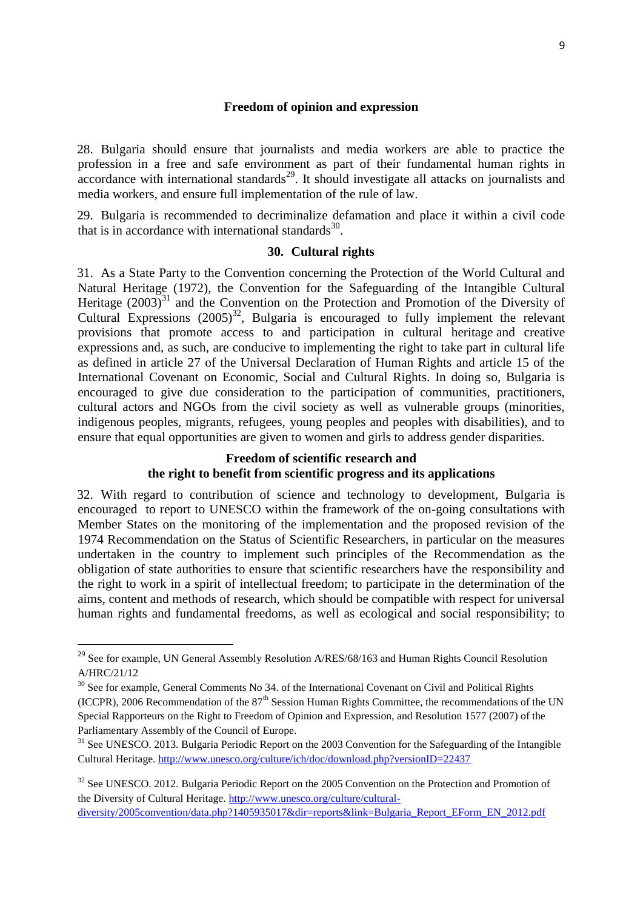### Freedom of opinion and expression

28. Bulgaria should ensure that journalists and media workers are able to practice the profession in a free and safe environment as part of their fundamental human rights in accordance with international standards[29]. It should investigate all attacks on journalists and media workers, and ensure full implementation of the rule of law.

29. Bulgaria is recommended to decriminalize defamation and place it within a civil code that is in accordance with international standards[30].

### 30. Cultural rights

31. As a State Party to the Convention concerning the Protection of the World Cultural and Natural Heritage (1972), the Convention for the Safeguarding of the Intangible Cultural Heritage (2003)[31] and the Convention on the Protection and Promotion of the Diversity of Cultural Expressions (2005)[32], Bulgaria is encouraged to fully implement the relevant provisions that promote access to and participation in cultural heritage and creative expressions and, as such, are conducive to implementing the right to take part in cultural life as defined in article 27 of the Universal Declaration of Human Rights and article 15 of the International Covenant on Economic, Social and Cultural Rights. In doing so, Bulgaria is encouraged to give due consideration to the participation of communities, practitioners, cultural actors and NGOs from the civil society as well as vulnerable groups (minorities, indigenous peoples, migrants, refugees, young peoples and peoples with disabilities), and to ensure that equal opportunities are given to women and girls to address gender disparities.

### Freedom of scientific research and the right to benefit from scientific progress and its applications

32. With regard to contribution of science and technology to development, Bulgaria is encouraged to report to UNESCO within the framework of the on-going consultations with Member States on the monitoring of the implementation and the proposed revision of the 1974 Recommendation on the Status of Scientific Researchers, in particular on the measures undertaken in the country to implement such principles of the Recommendation as the obligation of state authorities to ensure that scientific researchers have the responsibility and the right to work in a spirit of intellectual freedom; to participate in the determination of the aims, content and methods of research, which should be compatible with respect for universal human rights and fundamental freedoms, as well as ecological and social responsibility; to

---

[29] See for example, UN General Assembly Resolution A/RES/68/163 and Human Rights Council Resolution A/HRC/21/12

[30] See for example, General Comments No 34. of the International Covenant on Civil and Political Rights (ICCPR), 2006 Recommendation of the 87th Session Human Rights Committee, the recommendations of the UN Special Rapporteurs on the Right to Freedom of Opinion and Expression, and Resolution 1577 (2007) of the Parliamentary Assembly of the Council of Europe.

[31] See UNESCO. 2013. Bulgaria Periodic Report on the 2003 Convention for the Safeguarding of the Intangible Cultural Heritage. http://www.unesco.org/culture/ich/doc/download.php?versionID=22437

[32] See UNESCO. 2012. Bulgaria Periodic Report on the 2005 Convention on the Protection and Promotion of the Diversity of Cultural Heritage. http://www.unesco.org/culture/cultural-diversity/2005convention/data.php?1405935017&dir=reports&link=Bulgaria_Report_EForm_EN_2012.pdf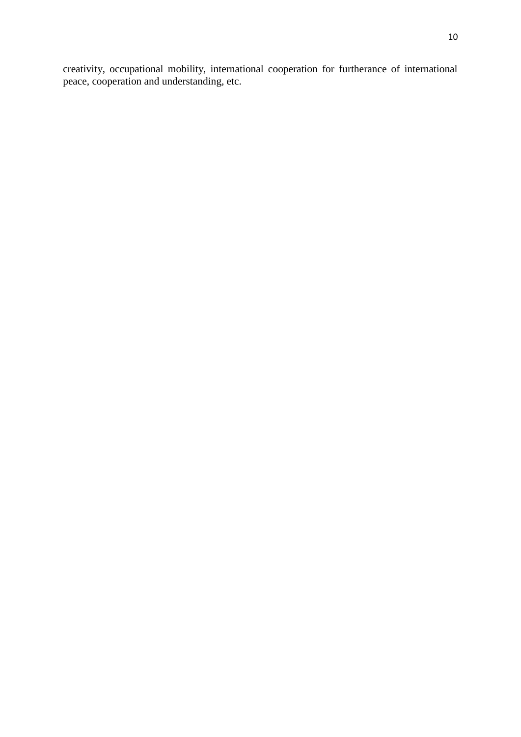creativity, occupational mobility, international cooperation for furtherance of international peace, cooperation and understanding, etc.